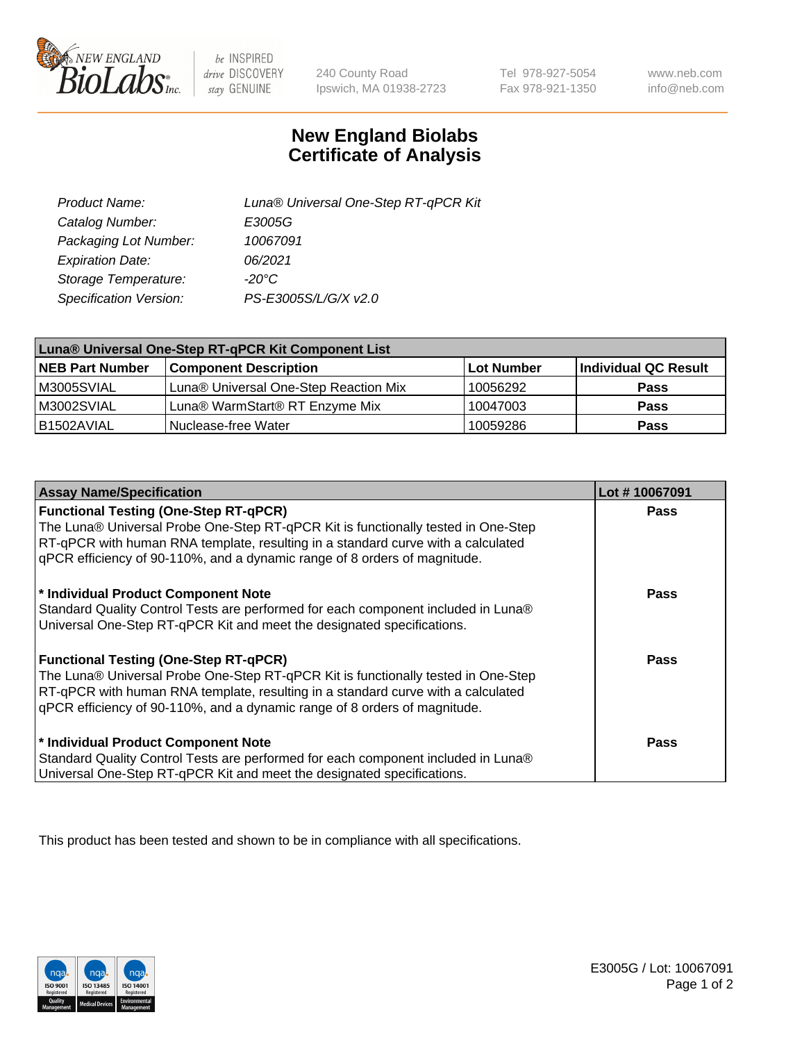240 County Road
Ipswich, MA 01938-2723

Tel 978-927-5054
Fax 978-921-1350

www.neb.com
info@neb.com

# New England Biolabs
# Certificate of Analysis

| | |
|---|---|
| *Product Name:* | *Luna® Universal One-Step RT-qPCR Kit* |
| *Catalog Number:* | *E3005G* |
| *Packaging Lot Number:* | *10067091* |
| *Expiration Date:* | *06/2021* |
| *Storage Temperature:* | *-20°C* |
| *Specification Version:* | *PS-E3005S/L/G/X v2.0* |

| **Luna® Universal One-Step RT-qPCR Kit Component List** | | | |
|---|---|---|---|
| **NEB Part Number** | **Component Description** | **Lot Number** | **Individual QC Result** |
| M3005SVIAL | Luna® Universal One-Step Reaction Mix | 10056292 | **Pass** |
| M3002SVIAL | Luna® WarmStart® RT Enzyme Mix | 10047003 | **Pass** |
| B1502AVIAL | Nuclease-free Water | 10059286 | **Pass** |

| **Assay Name/Specification** | **Lot # 10067091** |
|---|---|
| **Functional Testing (One-Step RT-qPCR)** The Luna® Universal Probe One-Step RT-qPCR Kit is functionally tested in One-Step RT-qPCR with human RNA template, resulting in a standard curve with a calculated qPCR efficiency of 90-110%, and a dynamic range of 8 orders of magnitude. | **Pass** |
| **\* Individual Product Component Note** Standard Quality Control Tests are performed for each component included in Luna® Universal One-Step RT-qPCR Kit and meet the designated specifications. | **Pass** |
| **Functional Testing (One-Step RT-qPCR)** The Luna® Universal Probe One-Step RT-qPCR Kit is functionally tested in One-Step RT-qPCR with human RNA template, resulting in a standard curve with a calculated qPCR efficiency of 90-110%, and a dynamic range of 8 orders of magnitude. | **Pass** |
| **\* Individual Product Component Note** Standard Quality Control Tests are performed for each component included in Luna® Universal One-Step RT-qPCR Kit and meet the designated specifications. | **Pass** |

This product has been tested and shown to be in compliance with all specifications.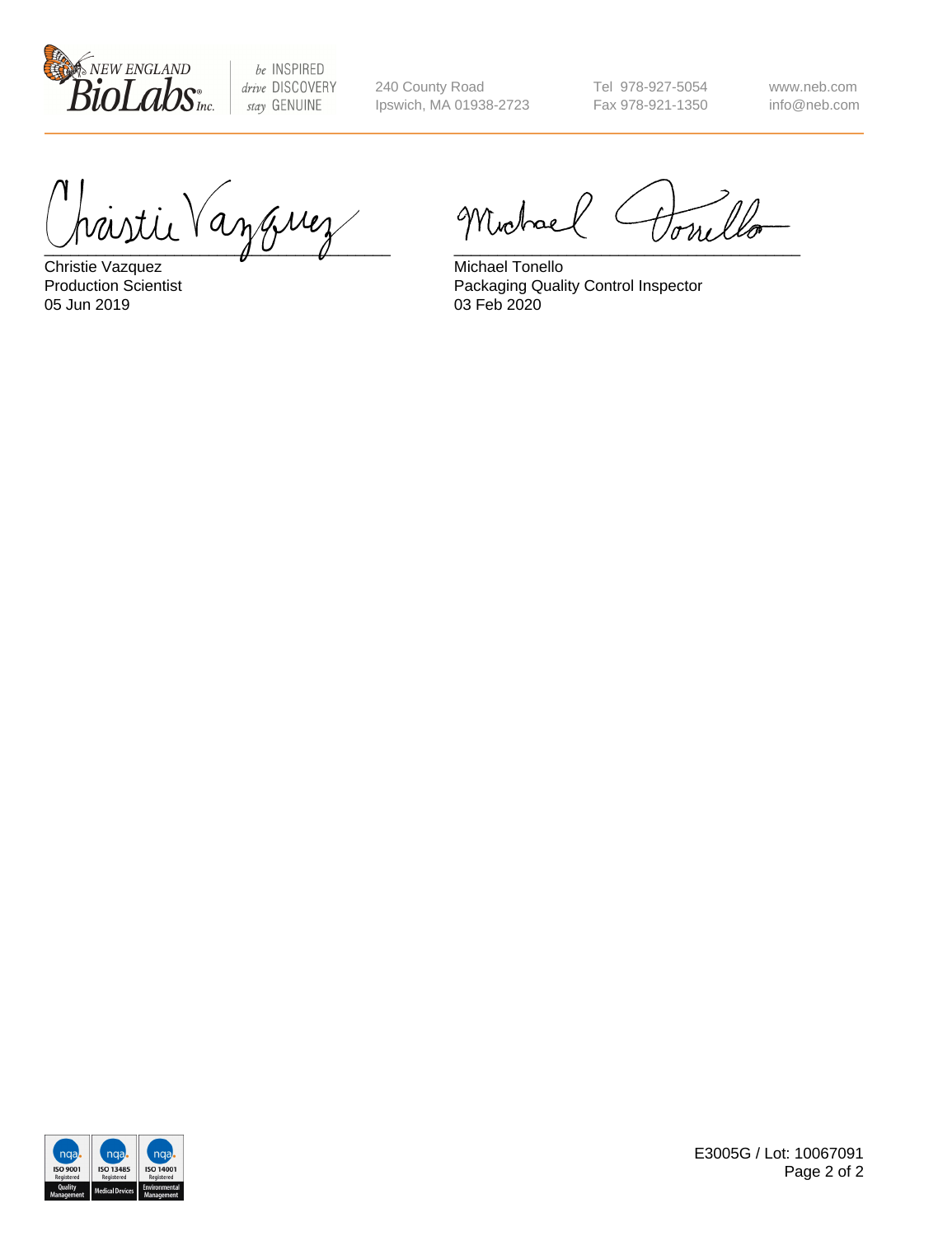NEW ENGLAND BioLabs® Inc.

be INSPIRED
drive DISCOVERY
stay GENUINE

240 County Road
Ipswich, MA 01938-2723

Tel 978-927-5054
Fax 978-921-1350

www.neb.com
info@neb.com

Christie Vazquez
Production Scientist
05 Jun 2019

Michael Tonello
Packaging Quality Control Inspector
03 Feb 2020

E3005G / Lot: 10067091